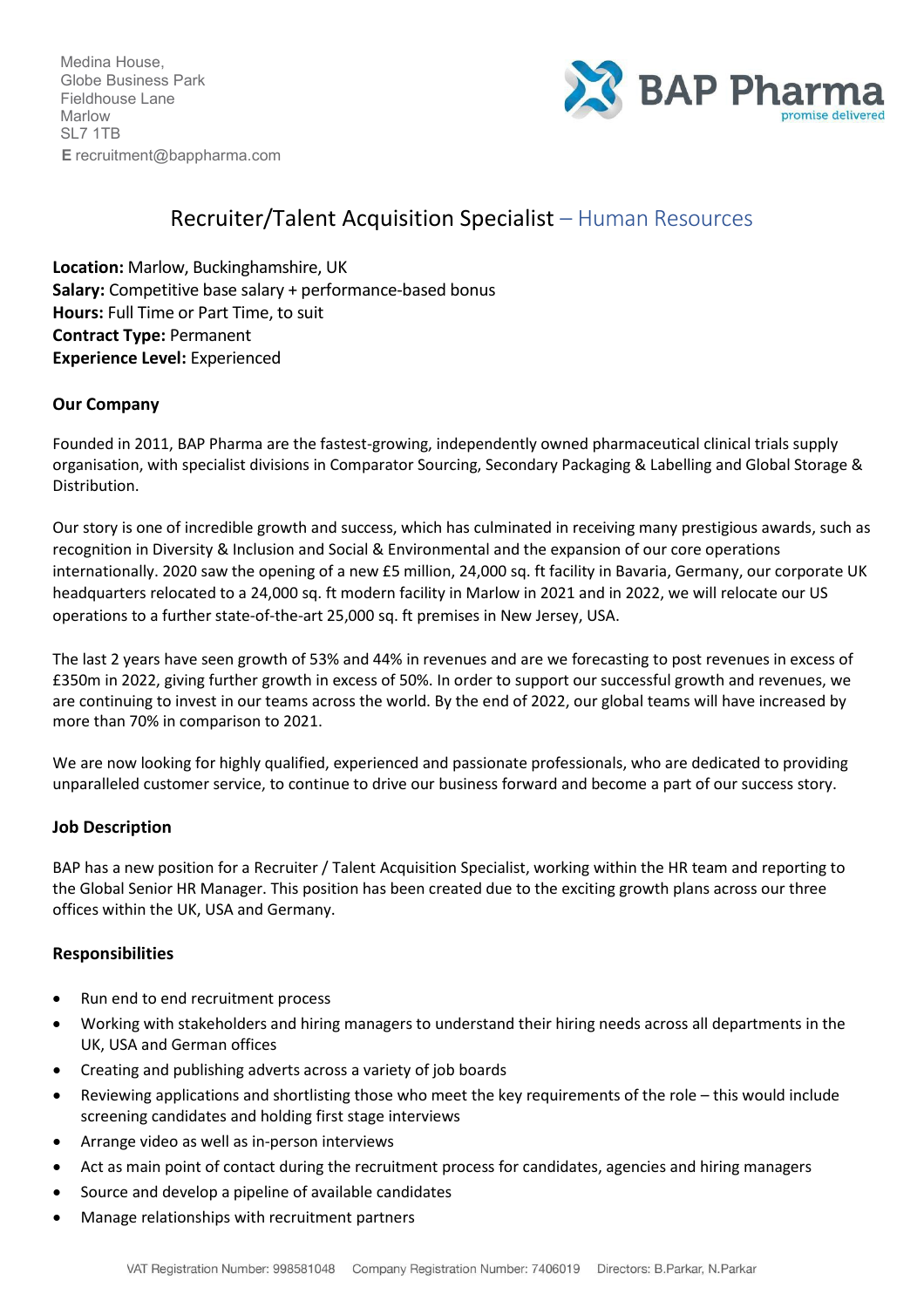Medina House,
Globe Business Park
Fieldhouse Lane
Marlow
SL7 1TB
**E** recruitment@bappharma.com

BAP Pharma
promise delivered

# Recruiter/Talent Acquisition Specialist – Human Resources

**Location:** Marlow, Buckinghamshire, UK
**Salary:** Competitive base salary + performance-based bonus
**Hours:** Full Time or Part Time, to suit
**Contract Type:** Permanent
**Experience Level:** Experienced

## Our Company

Founded in 2011, BAP Pharma are the fastest-growing, independently owned pharmaceutical clinical trials supply organisation, with specialist divisions in Comparator Sourcing, Secondary Packaging & Labelling and Global Storage & Distribution.

Our story is one of incredible growth and success, which has culminated in receiving many prestigious awards, such as recognition in Diversity & Inclusion and Social & Environmental and the expansion of our core operations internationally. 2020 saw the opening of a new £5 million, 24,000 sq. ft facility in Bavaria, Germany, our corporate UK headquarters relocated to a 24,000 sq. ft modern facility in Marlow in 2021 and in 2022, we will relocate our US operations to a further state-of-the-art 25,000 sq. ft premises in New Jersey, USA.

The last 2 years have seen growth of 53% and 44% in revenues and are we forecasting to post revenues in excess of £350m in 2022, giving further growth in excess of 50%. In order to support our successful growth and revenues, we are continuing to invest in our teams across the world. By the end of 2022, our global teams will have increased by more than 70% in comparison to 2021.

We are now looking for highly qualified, experienced and passionate professionals, who are dedicated to providing unparalleled customer service, to continue to drive our business forward and become a part of our success story.

## Job Description

BAP has a new position for a Recruiter / Talent Acquisition Specialist, working within the HR team and reporting to the Global Senior HR Manager. This position has been created due to the exciting growth plans across our three offices within the UK, USA and Germany.

## Responsibilities

- Run end to end recruitment process
- Working with stakeholders and hiring managers to understand their hiring needs across all departments in the UK, USA and German offices
- Creating and publishing adverts across a variety of job boards
- Reviewing applications and shortlisting those who meet the key requirements of the role – this would include screening candidates and holding first stage interviews
- Arrange video as well as in-person interviews
- Act as main point of contact during the recruitment process for candidates, agencies and hiring managers
- Source and develop a pipeline of available candidates
- Manage relationships with recruitment partners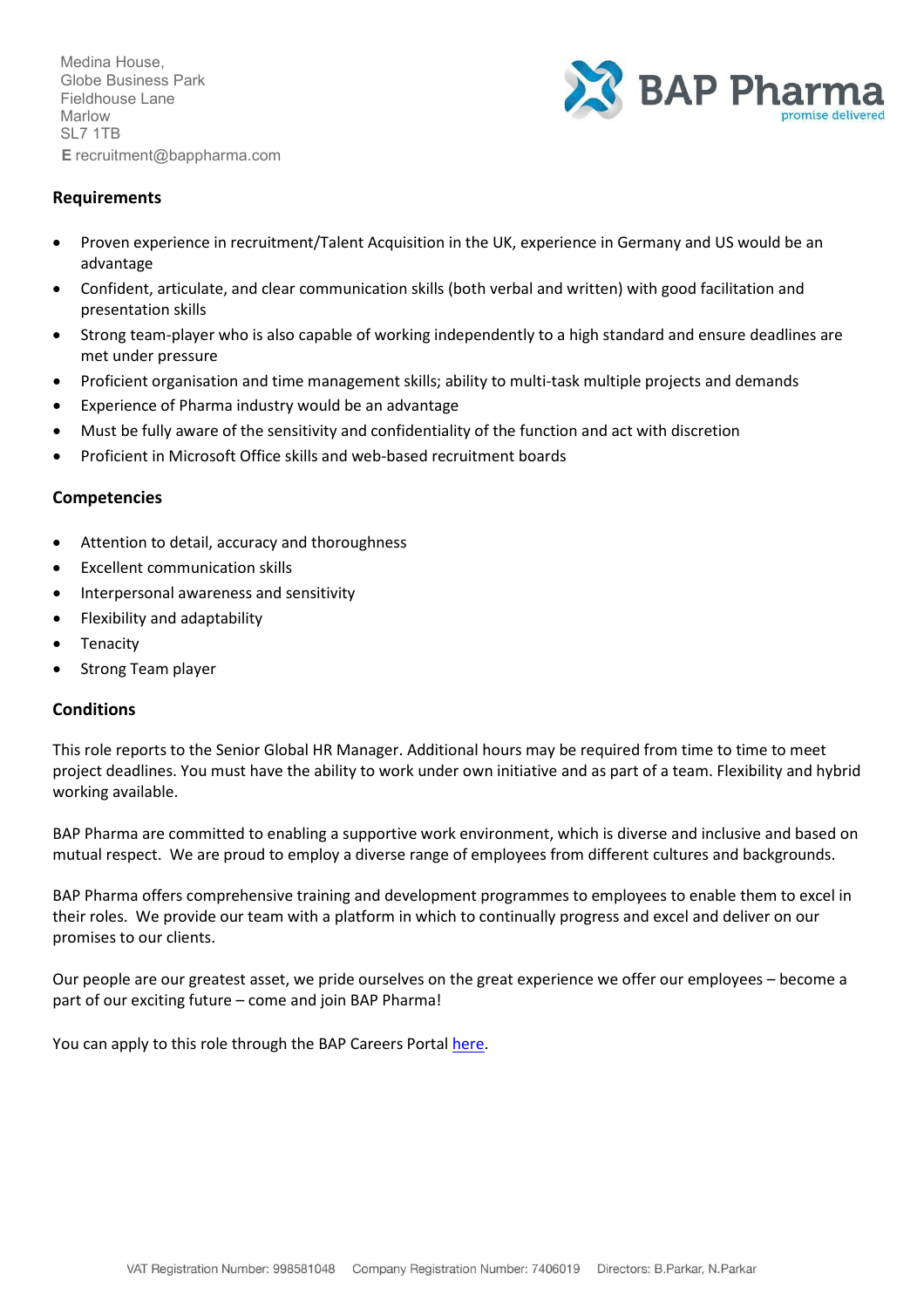Medina House,
Globe Business Park
Fieldhouse Lane
Marlow
SL7 1TB
**E** recruitment@bappharma.com

## Requirements

- Proven experience in recruitment/Talent Acquisition in the UK, experience in Germany and US would be an advantage
- Confident, articulate, and clear communication skills (both verbal and written) with good facilitation and presentation skills
- Strong team-player who is also capable of working independently to a high standard and ensure deadlines are met under pressure
- Proficient organisation and time management skills; ability to multi-task multiple projects and demands
- Experience of Pharma industry would be an advantage
- Must be fully aware of the sensitivity and confidentiality of the function and act with discretion
- Proficient in Microsoft Office skills and web-based recruitment boards

## Competencies

- Attention to detail, accuracy and thoroughness
- Excellent communication skills
- Interpersonal awareness and sensitivity
- Flexibility and adaptability
- Tenacity
- Strong Team player

## Conditions

This role reports to the Senior Global HR Manager. Additional hours may be required from time to time to meet project deadlines. You must have the ability to work under own initiative and as part of a team. Flexibility and hybrid working available.

BAP Pharma are committed to enabling a supportive work environment, which is diverse and inclusive and based on mutual respect. We are proud to employ a diverse range of employees from different cultures and backgrounds.

BAP Pharma offers comprehensive training and development programmes to employees to enable them to excel in their roles. We provide our team with a platform in which to continually progress and excel and deliver on our promises to our clients.

Our people are our greatest asset, we pride ourselves on the great experience we offer our employees – become a part of our exciting future – come and join BAP Pharma!

You can apply to this role through the BAP Careers Portal here.

VAT Registration Number: 998581048 Company Registration Number: 7406019 Directors: B.Parkar, N.Parkar